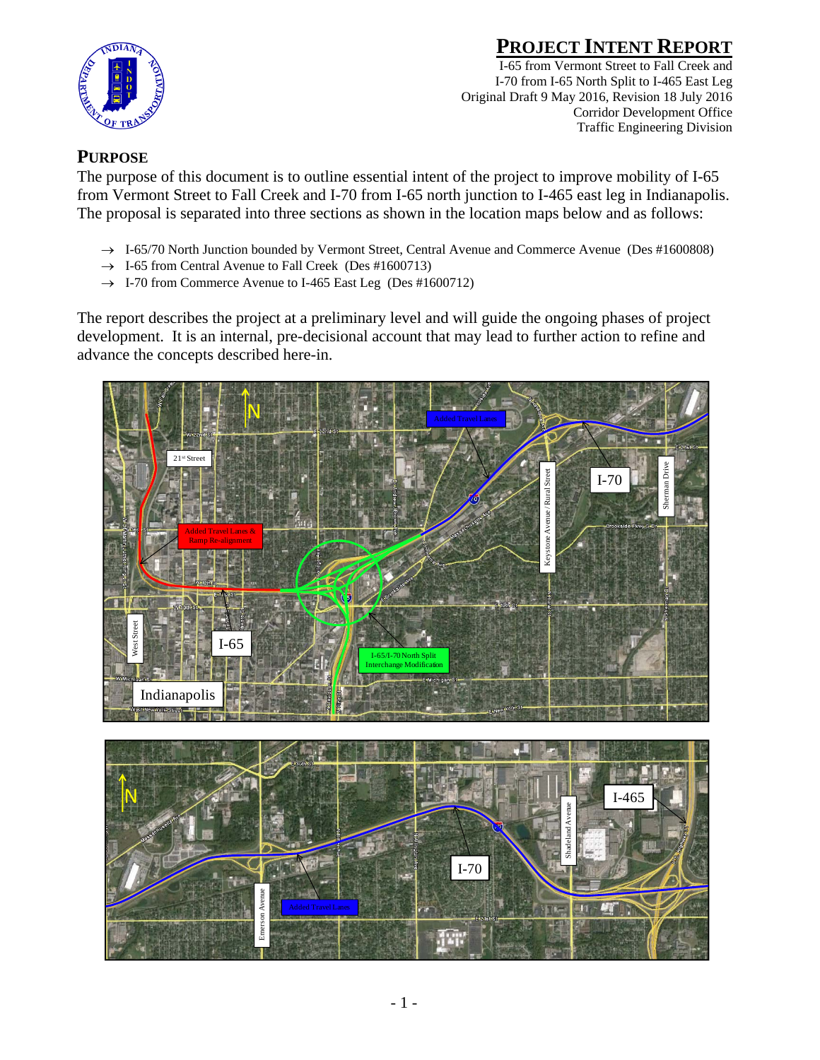# PROJECT INTENT REPORT

I-65 from Vermont Street to Fall Creek and
I-70 from I-65 North Split to I-465 East Leg
Original Draft 9 May 2016, Revision 18 July 2016
Corridor Development Office
Traffic Engineering Division

## PURPOSE

The purpose of this document is to outline essential intent of the project to improve mobility of I-65 from Vermont Street to Fall Creek and I-70 from I-65 north junction to I-465 east leg in Indianapolis. The proposal is separated into three sections as shown in the location maps below and as follows:

- → I-65/70 North Junction bounded by Vermont Street, Central Avenue and Commerce Avenue (Des #1600808)
- → I-65 from Central Avenue to Fall Creek (Des #1600713)
- → I-70 from Commerce Avenue to I-465 East Leg (Des #1600712)

The report describes the project at a preliminary level and will guide the ongoing phases of project development. It is an internal, pre-decisional account that may lead to further action to refine and advance the concepts described here-in.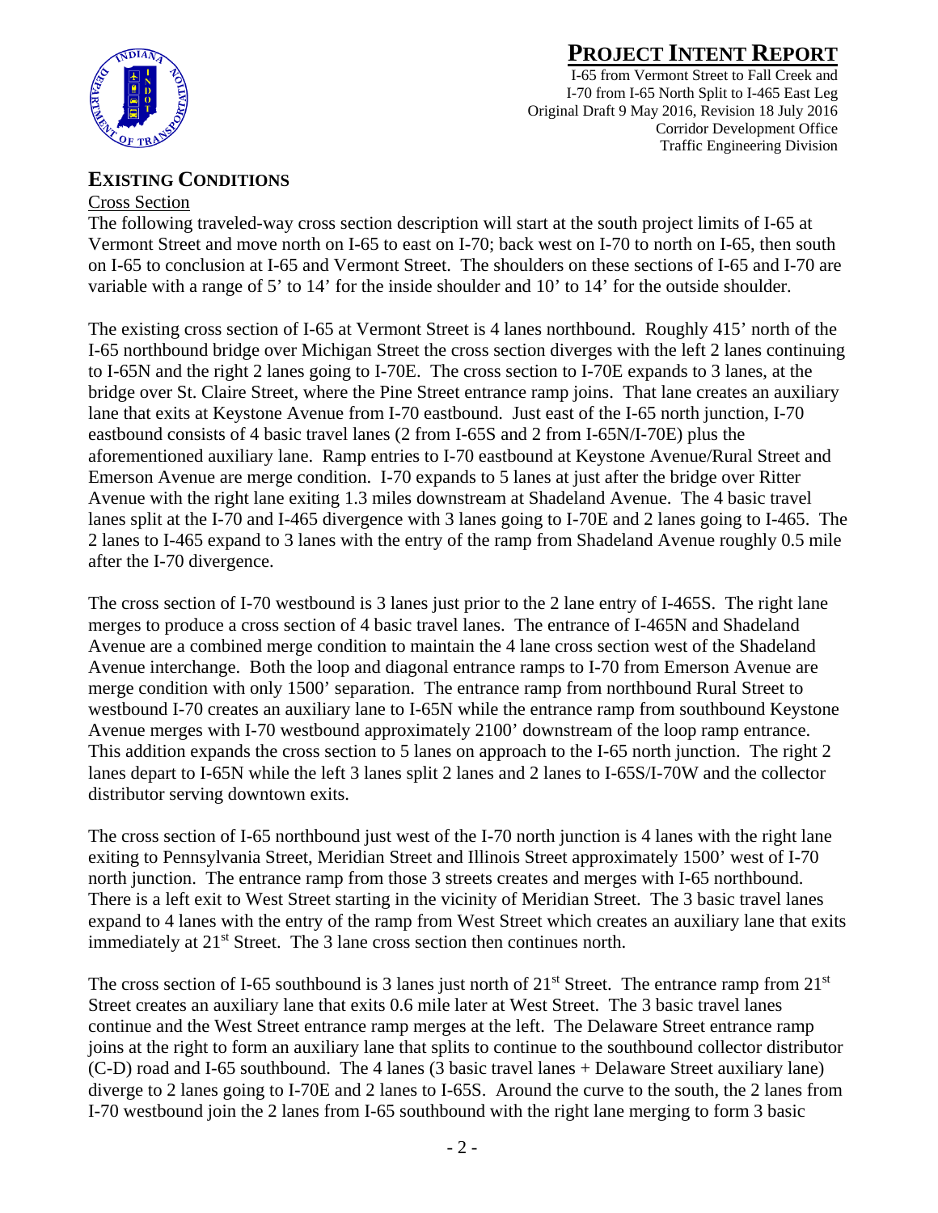## EXISTING CONDITIONS

Cross Section

The following traveled-way cross section description will start at the south project limits of I-65 at Vermont Street and move north on I-65 to east on I-70; back west on I-70 to north on I-65, then south on I-65 to conclusion at I-65 and Vermont Street. The shoulders on these sections of I-65 and I-70 are variable with a range of 5' to 14' for the inside shoulder and 10' to 14' for the outside shoulder.

The existing cross section of I-65 at Vermont Street is 4 lanes northbound. Roughly 415' north of the I-65 northbound bridge over Michigan Street the cross section diverges with the left 2 lanes continuing to I-65N and the right 2 lanes going to I-70E. The cross section to I-70E expands to 3 lanes, at the bridge over St. Claire Street, where the Pine Street entrance ramp joins. That lane creates an auxiliary lane that exits at Keystone Avenue from I-70 eastbound. Just east of the I-65 north junction, I-70 eastbound consists of 4 basic travel lanes (2 from I-65S and 2 from I-65N/I-70E) plus the aforementioned auxiliary lane. Ramp entries to I-70 eastbound at Keystone Avenue/Rural Street and Emerson Avenue are merge condition. I-70 expands to 5 lanes at just after the bridge over Ritter Avenue with the right lane exiting 1.3 miles downstream at Shadeland Avenue. The 4 basic travel lanes split at the I-70 and I-465 divergence with 3 lanes going to I-70E and 2 lanes going to I-465. The 2 lanes to I-465 expand to 3 lanes with the entry of the ramp from Shadeland Avenue roughly 0.5 mile after the I-70 divergence.

The cross section of I-70 westbound is 3 lanes just prior to the 2 lane entry of I-465S. The right lane merges to produce a cross section of 4 basic travel lanes. The entrance of I-465N and Shadeland Avenue are a combined merge condition to maintain the 4 lane cross section west of the Shadeland Avenue interchange. Both the loop and diagonal entrance ramps to I-70 from Emerson Avenue are merge condition with only 1500' separation. The entrance ramp from northbound Rural Street to westbound I-70 creates an auxiliary lane to I-65N while the entrance ramp from southbound Keystone Avenue merges with I-70 westbound approximately 2100' downstream of the loop ramp entrance. This addition expands the cross section to 5 lanes on approach to the I-65 north junction. The right 2 lanes depart to I-65N while the left 3 lanes split 2 lanes and 2 lanes to I-65S/I-70W and the collector distributor serving downtown exits.

The cross section of I-65 northbound just west of the I-70 north junction is 4 lanes with the right lane exiting to Pennsylvania Street, Meridian Street and Illinois Street approximately 1500' west of I-70 north junction. The entrance ramp from those 3 streets creates and merges with I-65 northbound. There is a left exit to West Street starting in the vicinity of Meridian Street. The 3 basic travel lanes expand to 4 lanes with the entry of the ramp from West Street which creates an auxiliary lane that exits immediately at 21st Street. The 3 lane cross section then continues north.

The cross section of I-65 southbound is 3 lanes just north of 21st Street. The entrance ramp from 21st Street creates an auxiliary lane that exits 0.6 mile later at West Street. The 3 basic travel lanes continue and the West Street entrance ramp merges at the left. The Delaware Street entrance ramp joins at the right to form an auxiliary lane that splits to continue to the southbound collector distributor (C-D) road and I-65 southbound. The 4 lanes (3 basic travel lanes + Delaware Street auxiliary lane) diverge to 2 lanes going to I-70E and 2 lanes to I-65S. Around the curve to the south, the 2 lanes from I-70 westbound join the 2 lanes from I-65 southbound with the right lane merging to form 3 basic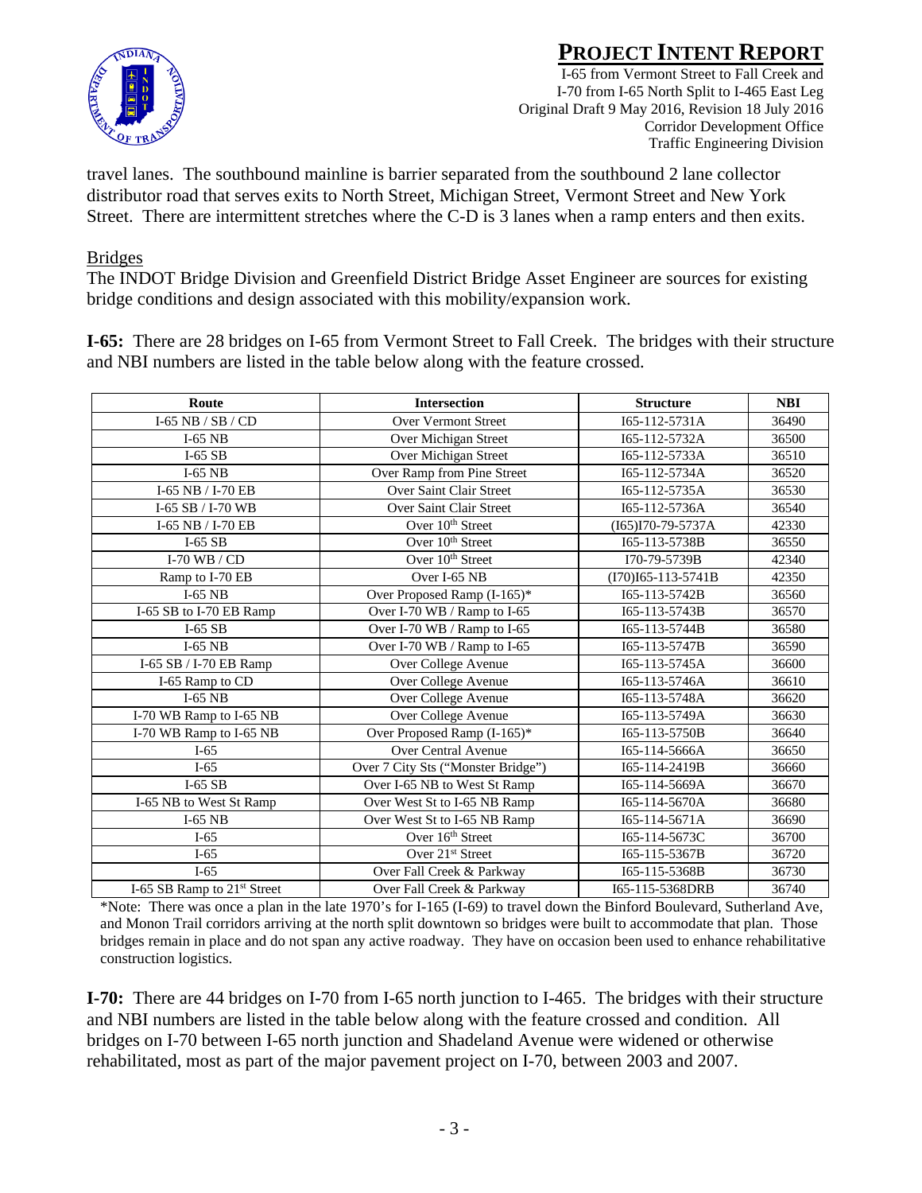travel lanes. The southbound mainline is barrier separated from the southbound 2 lane collector distributor road that serves exits to North Street, Michigan Street, Vermont Street and New York Street. There are intermittent stretches where the C-D is 3 lanes when a ramp enters and then exits.

Bridges

The INDOT Bridge Division and Greenfield District Bridge Asset Engineer are sources for existing bridge conditions and design associated with this mobility/expansion work.

**I-65:** There are 28 bridges on I-65 from Vermont Street to Fall Creek. The bridges with their structure and NBI numbers are listed in the table below along with the feature crossed.

| Route | Intersection | Structure | NBI |
|---|---|---|---|
| I-65 NB / SB / CD | Over Vermont Street | I65-112-5731A | 36490 |
| I-65 NB | Over Michigan Street | I65-112-5732A | 36500 |
| I-65 SB | Over Michigan Street | I65-112-5733A | 36510 |
| I-65 NB | Over Ramp from Pine Street | I65-112-5734A | 36520 |
| I-65 NB / I-70 EB | Over Saint Clair Street | I65-112-5735A | 36530 |
| I-65 SB / I-70 WB | Over Saint Clair Street | I65-112-5736A | 36540 |
| I-65 NB / I-70 EB | Over 10th Street | (I65)I70-79-5737A | 42330 |
| I-65 SB | Over 10th Street | I65-113-5738B | 36550 |
| I-70 WB / CD | Over 10th Street | I70-79-5739B | 42340 |
| Ramp to I-70 EB | Over I-65 NB | (I70)I65-113-5741B | 42350 |
| I-65 NB | Over Proposed Ramp (I-165)* | I65-113-5742B | 36560 |
| I-65 SB to I-70 EB Ramp | Over I-70 WB / Ramp to I-65 | I65-113-5743B | 36570 |
| I-65 SB | Over I-70 WB / Ramp to I-65 | I65-113-5744B | 36580 |
| I-65 NB | Over I-70 WB / Ramp to I-65 | I65-113-5747B | 36590 |
| I-65 SB / I-70 EB Ramp | Over College Avenue | I65-113-5745A | 36600 |
| I-65 Ramp to CD | Over College Avenue | I65-113-5746A | 36610 |
| I-65 NB | Over College Avenue | I65-113-5748A | 36620 |
| I-70 WB Ramp to I-65 NB | Over College Avenue | I65-113-5749A | 36630 |
| I-70 WB Ramp to I-65 NB | Over Proposed Ramp (I-165)* | I65-113-5750B | 36640 |
| I-65 | Over Central Avenue | I65-114-5666A | 36650 |
| I-65 | Over 7 City Sts ("Monster Bridge") | I65-114-2419B | 36660 |
| I-65 SB | Over I-65 NB to West St Ramp | I65-114-5669A | 36670 |
| I-65 NB to West St Ramp | Over West St to I-65 NB Ramp | I65-114-5670A | 36680 |
| I-65 NB | Over West St to I-65 NB Ramp | I65-114-5671A | 36690 |
| I-65 | Over 16th Street | I65-114-5673C | 36700 |
| I-65 | Over 21st Street | I65-115-5367B | 36720 |
| I-65 | Over Fall Creek & Parkway | I65-115-5368B | 36730 |
| I-65 SB Ramp to 21st Street | Over Fall Creek & Parkway | I65-115-5368DRB | 36740 |

*Note: There was once a plan in the late 1970's for I-165 (I-69) to travel down the Binford Boulevard, Sutherland Ave, and Monon Trail corridors arriving at the north split downtown so bridges were built to accommodate that plan. Those bridges remain in place and do not span any active roadway. They have on occasion been used to enhance rehabilitative construction logistics.

**I-70:** There are 44 bridges on I-70 from I-65 north junction to I-465. The bridges with their structure and NBI numbers are listed in the table below along with the feature crossed and condition. All bridges on I-70 between I-65 north junction and Shadeland Avenue were widened or otherwise rehabilitated, most as part of the major pavement project on I-70, between 2003 and 2007.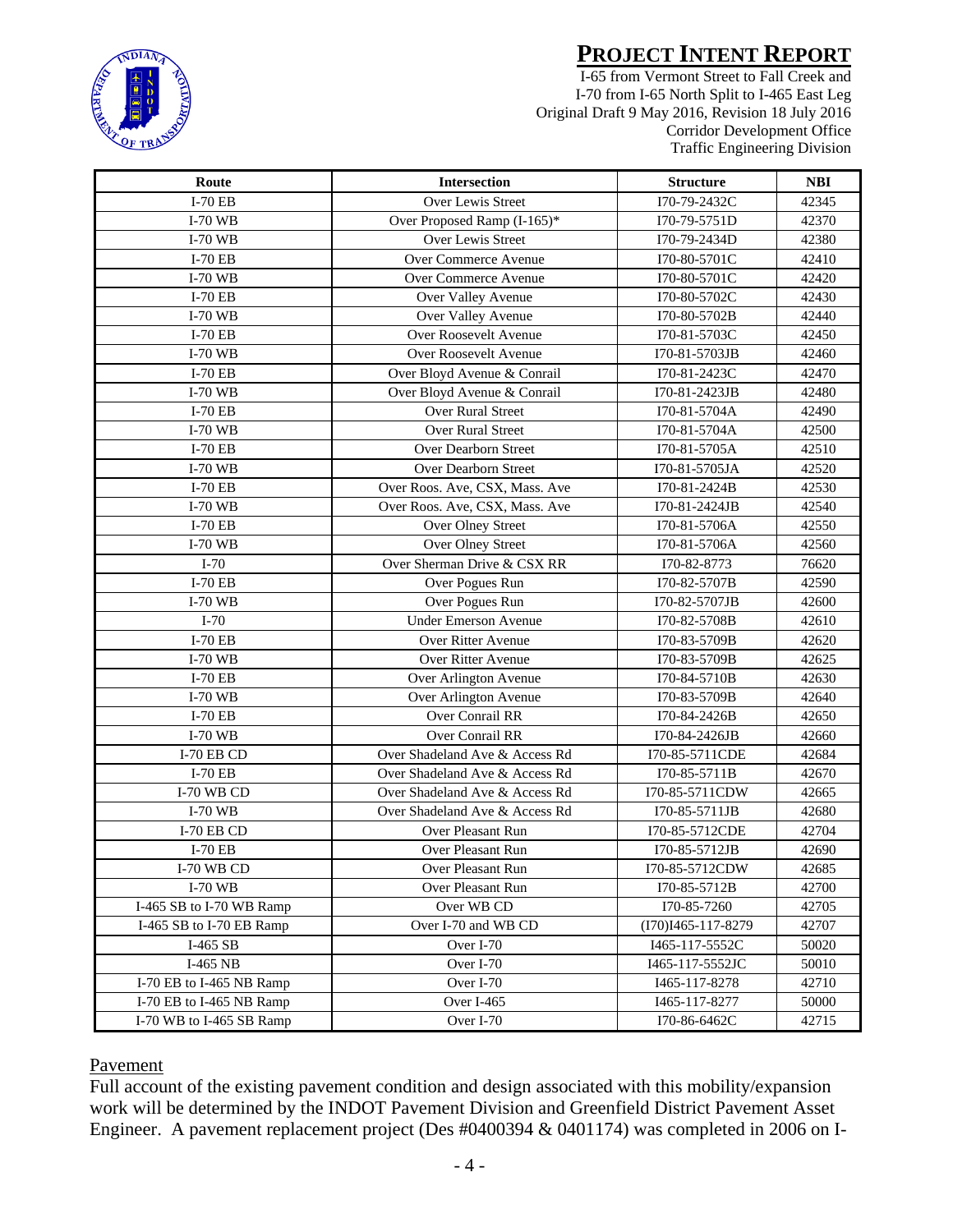| Route | Intersection | Structure | NBI |
|---|---|---|---|
| I-70 EB | Over Lewis Street | I70-79-2432C | 42345 |
| I-70 WB | Over Proposed Ramp (I-165)* | I70-79-5751D | 42370 |
| I-70 WB | Over Lewis Street | I70-79-2434D | 42380 |
| I-70 EB | Over Commerce Avenue | I70-80-5701C | 42410 |
| I-70 WB | Over Commerce Avenue | I70-80-5701C | 42420 |
| I-70 EB | Over Valley Avenue | I70-80-5702C | 42430 |
| I-70 WB | Over Valley Avenue | I70-80-5702B | 42440 |
| I-70 EB | Over Roosevelt Avenue | I70-81-5703C | 42450 |
| I-70 WB | Over Roosevelt Avenue | I70-81-5703JB | 42460 |
| I-70 EB | Over Bloyd Avenue & Conrail | I70-81-2423C | 42470 |
| I-70 WB | Over Bloyd Avenue & Conrail | I70-81-2423JB | 42480 |
| I-70 EB | Over Rural Street | I70-81-5704A | 42490 |
| I-70 WB | Over Rural Street | I70-81-5704A | 42500 |
| I-70 EB | Over Dearborn Street | I70-81-5705A | 42510 |
| I-70 WB | Over Dearborn Street | I70-81-5705JA | 42520 |
| I-70 EB | Over Roos. Ave, CSX, Mass. Ave | I70-81-2424B | 42530 |
| I-70 WB | Over Roos. Ave, CSX, Mass. Ave | I70-81-2424JB | 42540 |
| I-70 EB | Over Olney Street | I70-81-5706A | 42550 |
| I-70 WB | Over Olney Street | I70-81-5706A | 42560 |
| I-70 | Over Sherman Drive & CSX RR | I70-82-8773 | 76620 |
| I-70 EB | Over Pogues Run | I70-82-5707B | 42590 |
| I-70 WB | Over Pogues Run | I70-82-5707JB | 42600 |
| I-70 | Under Emerson Avenue | I70-82-5708B | 42610 |
| I-70 EB | Over Ritter Avenue | I70-83-5709B | 42620 |
| I-70 WB | Over Ritter Avenue | I70-83-5709B | 42625 |
| I-70 EB | Over Arlington Avenue | I70-84-5710B | 42630 |
| I-70 WB | Over Arlington Avenue | I70-83-5709B | 42640 |
| I-70 EB | Over Conrail RR | I70-84-2426B | 42650 |
| I-70 WB | Over Conrail RR | I70-84-2426JB | 42660 |
| I-70 EB CD | Over Shadeland Ave & Access Rd | I70-85-5711CDE | 42684 |
| I-70 EB | Over Shadeland Ave & Access Rd | I70-85-5711B | 42670 |
| I-70 WB CD | Over Shadeland Ave & Access Rd | I70-85-5711CDW | 42665 |
| I-70 WB | Over Shadeland Ave & Access Rd | I70-85-5711JB | 42680 |
| I-70 EB CD | Over Pleasant Run | I70-85-5712CDE | 42704 |
| I-70 EB | Over Pleasant Run | I70-85-5712JB | 42690 |
| I-70 WB CD | Over Pleasant Run | I70-85-5712CDW | 42685 |
| I-70 WB | Over Pleasant Run | I70-85-5712B | 42700 |
| I-465 SB to I-70 WB Ramp | Over WB CD | I70-85-7260 | 42705 |
| I-465 SB to I-70 EB Ramp | Over I-70 and WB CD | (I70)I465-117-8279 | 42707 |
| I-465 SB | Over I-70 | I465-117-5552C | 50020 |
| I-465 NB | Over I-70 | I465-117-5552JC | 50010 |
| I-70 EB to I-465 NB Ramp | Over I-70 | I465-117-8278 | 42710 |
| I-70 EB to I-465 NB Ramp | Over I-465 | I465-117-8277 | 50000 |
| I-70 WB to I-465 SB Ramp | Over I-70 | I70-86-6462C | 42715 |

## Pavement

Full account of the existing pavement condition and design associated with this mobility/expansion work will be determined by the INDOT Pavement Division and Greenfield District Pavement Asset Engineer. A pavement replacement project (Des #0400394 & 0401174) was completed in 2006 on I-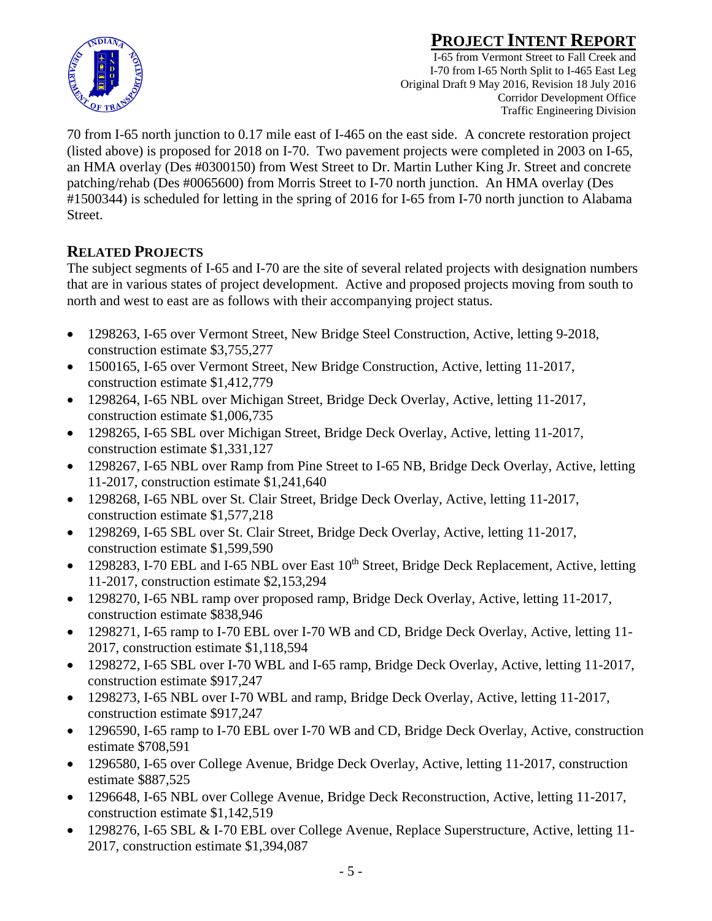70 from I-65 north junction to 0.17 mile east of I-465 on the east side. A concrete restoration project (listed above) is proposed for 2018 on I-70. Two pavement projects were completed in 2003 on I-65, an HMA overlay (Des #0300150) from West Street to Dr. Martin Luther King Jr. Street and concrete patching/rehab (Des #0065600) from Morris Street to I-70 north junction. An HMA overlay (Des #1500344) is scheduled for letting in the spring of 2016 for I-65 from I-70 north junction to Alabama Street.

## RELATED PROJECTS

The subject segments of I-65 and I-70 are the site of several related projects with designation numbers that are in various states of project development. Active and proposed projects moving from south to north and west to east are as follows with their accompanying project status.

- 1298263, I-65 over Vermont Street, New Bridge Steel Construction, Active, letting 9-2018, construction estimate $3,755,277
- 1500165, I-65 over Vermont Street, New Bridge Construction, Active, letting 11-2017, construction estimate $1,412,779
- 1298264, I-65 NBL over Michigan Street, Bridge Deck Overlay, Active, letting 11-2017, construction estimate $1,006,735
- 1298265, I-65 SBL over Michigan Street, Bridge Deck Overlay, Active, letting 11-2017, construction estimate $1,331,127
- 1298267, I-65 NBL over Ramp from Pine Street to I-65 NB, Bridge Deck Overlay, Active, letting 11-2017, construction estimate $1,241,640
- 1298268, I-65 NBL over St. Clair Street, Bridge Deck Overlay, Active, letting 11-2017, construction estimate $1,577,218
- 1298269, I-65 SBL over St. Clair Street, Bridge Deck Overlay, Active, letting 11-2017, construction estimate $1,599,590
- 1298283, I-70 EBL and I-65 NBL over East 10th Street, Bridge Deck Replacement, Active, letting 11-2017, construction estimate $2,153,294
- 1298270, I-65 NBL ramp over proposed ramp, Bridge Deck Overlay, Active, letting 11-2017, construction estimate $838,946
- 1298271, I-65 ramp to I-70 EBL over I-70 WB and CD, Bridge Deck Overlay, Active, letting 11-2017, construction estimate $1,118,594
- 1298272, I-65 SBL over I-70 WBL and I-65 ramp, Bridge Deck Overlay, Active, letting 11-2017, construction estimate $917,247
- 1298273, I-65 NBL over I-70 WBL and ramp, Bridge Deck Overlay, Active, letting 11-2017, construction estimate $917,247
- 1296590, I-65 ramp to I-70 EBL over I-70 WB and CD, Bridge Deck Overlay, Active, construction estimate $708,591
- 1296580, I-65 over College Avenue, Bridge Deck Overlay, Active, letting 11-2017, construction estimate $887,525
- 1296648, I-65 NBL over College Avenue, Bridge Deck Reconstruction, Active, letting 11-2017, construction estimate $1,142,519
- 1298276, I-65 SBL & I-70 EBL over College Avenue, Replace Superstructure, Active, letting 11-2017, construction estimate $1,394,087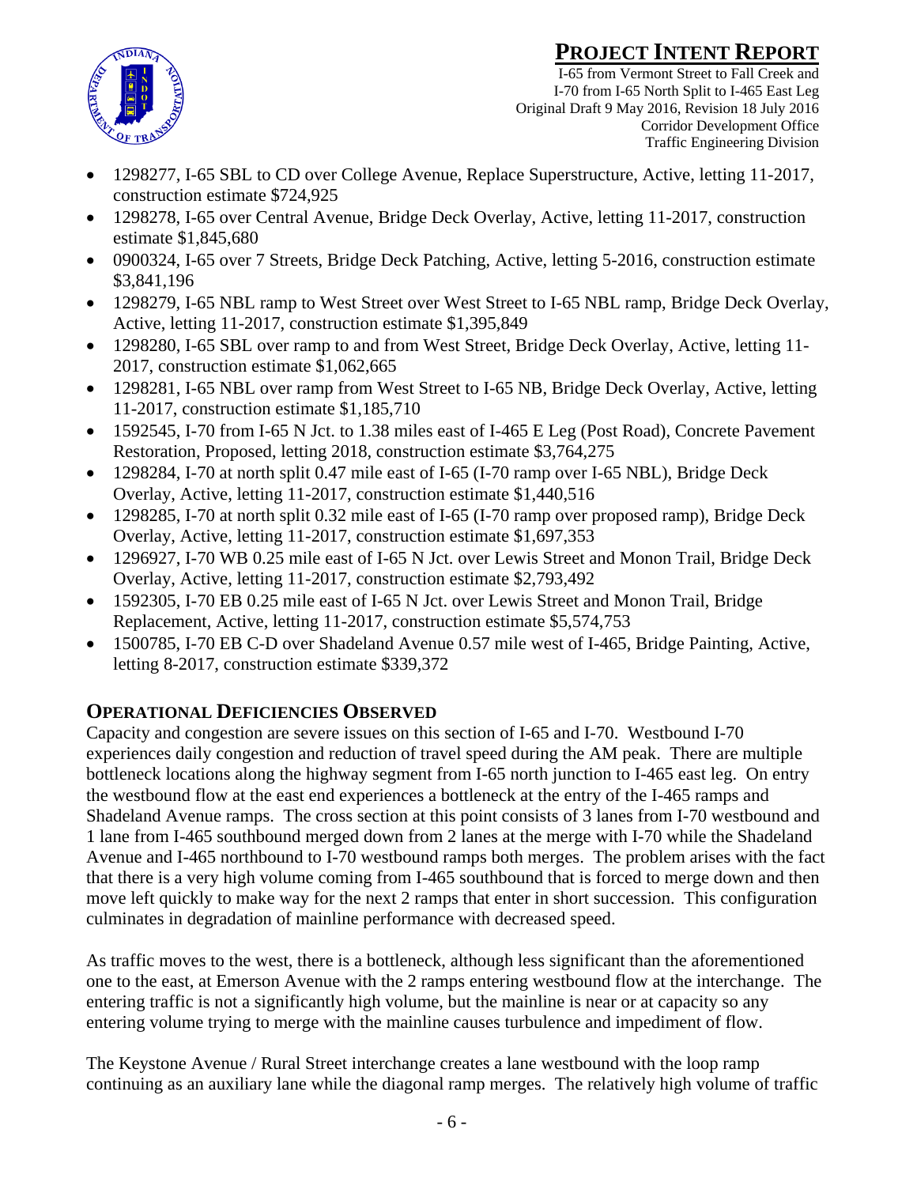- 1298277, I-65 SBL to CD over College Avenue, Replace Superstructure, Active, letting 11-2017, construction estimate $724,925
- 1298278, I-65 over Central Avenue, Bridge Deck Overlay, Active, letting 11-2017, construction estimate $1,845,680
- 0900324, I-65 over 7 Streets, Bridge Deck Patching, Active, letting 5-2016, construction estimate $3,841,196
- 1298279, I-65 NBL ramp to West Street over West Street to I-65 NBL ramp, Bridge Deck Overlay, Active, letting 11-2017, construction estimate $1,395,849
- 1298280, I-65 SBL over ramp to and from West Street, Bridge Deck Overlay, Active, letting 11-2017, construction estimate $1,062,665
- 1298281, I-65 NBL over ramp from West Street to I-65 NB, Bridge Deck Overlay, Active, letting 11-2017, construction estimate $1,185,710
- 1592545, I-70 from I-65 N Jct. to 1.38 miles east of I-465 E Leg (Post Road), Concrete Pavement Restoration, Proposed, letting 2018, construction estimate $3,764,275
- 1298284, I-70 at north split 0.47 mile east of I-65 (I-70 ramp over I-65 NBL), Bridge Deck Overlay, Active, letting 11-2017, construction estimate $1,440,516
- 1298285, I-70 at north split 0.32 mile east of I-65 (I-70 ramp over proposed ramp), Bridge Deck Overlay, Active, letting 11-2017, construction estimate $1,697,353
- 1296927, I-70 WB 0.25 mile east of I-65 N Jct. over Lewis Street and Monon Trail, Bridge Deck Overlay, Active, letting 11-2017, construction estimate $2,793,492
- 1592305, I-70 EB 0.25 mile east of I-65 N Jct. over Lewis Street and Monon Trail, Bridge Replacement, Active, letting 11-2017, construction estimate $5,574,753
- 1500785, I-70 EB C-D over Shadeland Avenue 0.57 mile west of I-465, Bridge Painting, Active, letting 8-2017, construction estimate $339,372

## Operational Deficiencies Observed

Capacity and congestion are severe issues on this section of I-65 and I-70. Westbound I-70 experiences daily congestion and reduction of travel speed during the AM peak. There are multiple bottleneck locations along the highway segment from I-65 north junction to I-465 east leg. On entry the westbound flow at the east end experiences a bottleneck at the entry of the I-465 ramps and Shadeland Avenue ramps. The cross section at this point consists of 3 lanes from I-70 westbound and 1 lane from I-465 southbound merged down from 2 lanes at the merge with I-70 while the Shadeland Avenue and I-465 northbound to I-70 westbound ramps both merges. The problem arises with the fact that there is a very high volume coming from I-465 southbound that is forced to merge down and then move left quickly to make way for the next 2 ramps that enter in short succession. This configuration culminates in degradation of mainline performance with decreased speed.

As traffic moves to the west, there is a bottleneck, although less significant than the aforementioned one to the east, at Emerson Avenue with the 2 ramps entering westbound flow at the interchange. The entering traffic is not a significantly high volume, but the mainline is near or at capacity so any entering volume trying to merge with the mainline causes turbulence and impediment of flow.

The Keystone Avenue / Rural Street interchange creates a lane westbound with the loop ramp continuing as an auxiliary lane while the diagonal ramp merges. The relatively high volume of traffic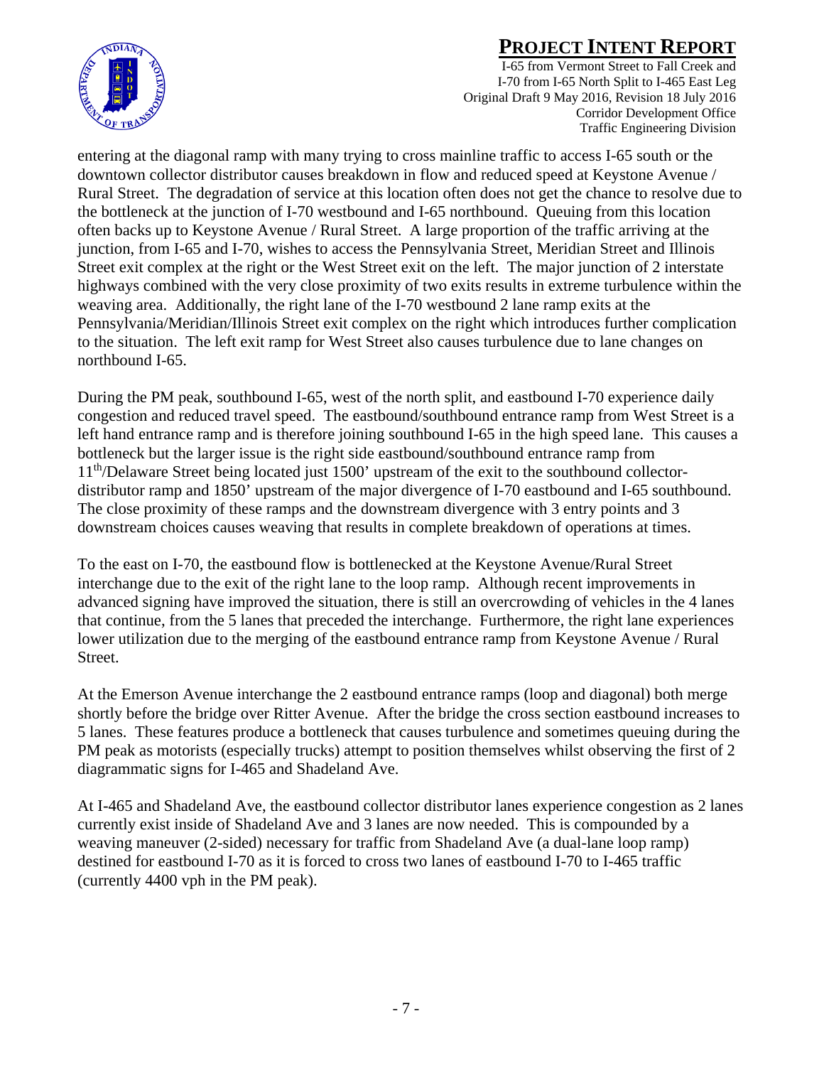entering at the diagonal ramp with many trying to cross mainline traffic to access I-65 south or the downtown collector distributor causes breakdown in flow and reduced speed at Keystone Avenue / Rural Street. The degradation of service at this location often does not get the chance to resolve due to the bottleneck at the junction of I-70 westbound and I-65 northbound. Queuing from this location often backs up to Keystone Avenue / Rural Street. A large proportion of the traffic arriving at the junction, from I-65 and I-70, wishes to access the Pennsylvania Street, Meridian Street and Illinois Street exit complex at the right or the West Street exit on the left. The major junction of 2 interstate highways combined with the very close proximity of two exits results in extreme turbulence within the weaving area. Additionally, the right lane of the I-70 westbound 2 lane ramp exits at the Pennsylvania/Meridian/Illinois Street exit complex on the right which introduces further complication to the situation. The left exit ramp for West Street also causes turbulence due to lane changes on northbound I-65.

During the PM peak, southbound I-65, west of the north split, and eastbound I-70 experience daily congestion and reduced travel speed. The eastbound/southbound entrance ramp from West Street is a left hand entrance ramp and is therefore joining southbound I-65 in the high speed lane. This causes a bottleneck but the larger issue is the right side eastbound/southbound entrance ramp from 11th/Delaware Street being located just 1500' upstream of the exit to the southbound collector-distributor ramp and 1850' upstream of the major divergence of I-70 eastbound and I-65 southbound. The close proximity of these ramps and the downstream divergence with 3 entry points and 3 downstream choices causes weaving that results in complete breakdown of operations at times.

To the east on I-70, the eastbound flow is bottlenecked at the Keystone Avenue/Rural Street interchange due to the exit of the right lane to the loop ramp. Although recent improvements in advanced signing have improved the situation, there is still an overcrowding of vehicles in the 4 lanes that continue, from the 5 lanes that preceded the interchange. Furthermore, the right lane experiences lower utilization due to the merging of the eastbound entrance ramp from Keystone Avenue / Rural Street.

At the Emerson Avenue interchange the 2 eastbound entrance ramps (loop and diagonal) both merge shortly before the bridge over Ritter Avenue. After the bridge the cross section eastbound increases to 5 lanes. These features produce a bottleneck that causes turbulence and sometimes queuing during the PM peak as motorists (especially trucks) attempt to position themselves whilst observing the first of 2 diagrammatic signs for I-465 and Shadeland Ave.

At I-465 and Shadeland Ave, the eastbound collector distributor lanes experience congestion as 2 lanes currently exist inside of Shadeland Ave and 3 lanes are now needed. This is compounded by a weaving maneuver (2-sided) necessary for traffic from Shadeland Ave (a dual-lane loop ramp) destined for eastbound I-70 as it is forced to cross two lanes of eastbound I-70 to I-465 traffic (currently 4400 vph in the PM peak).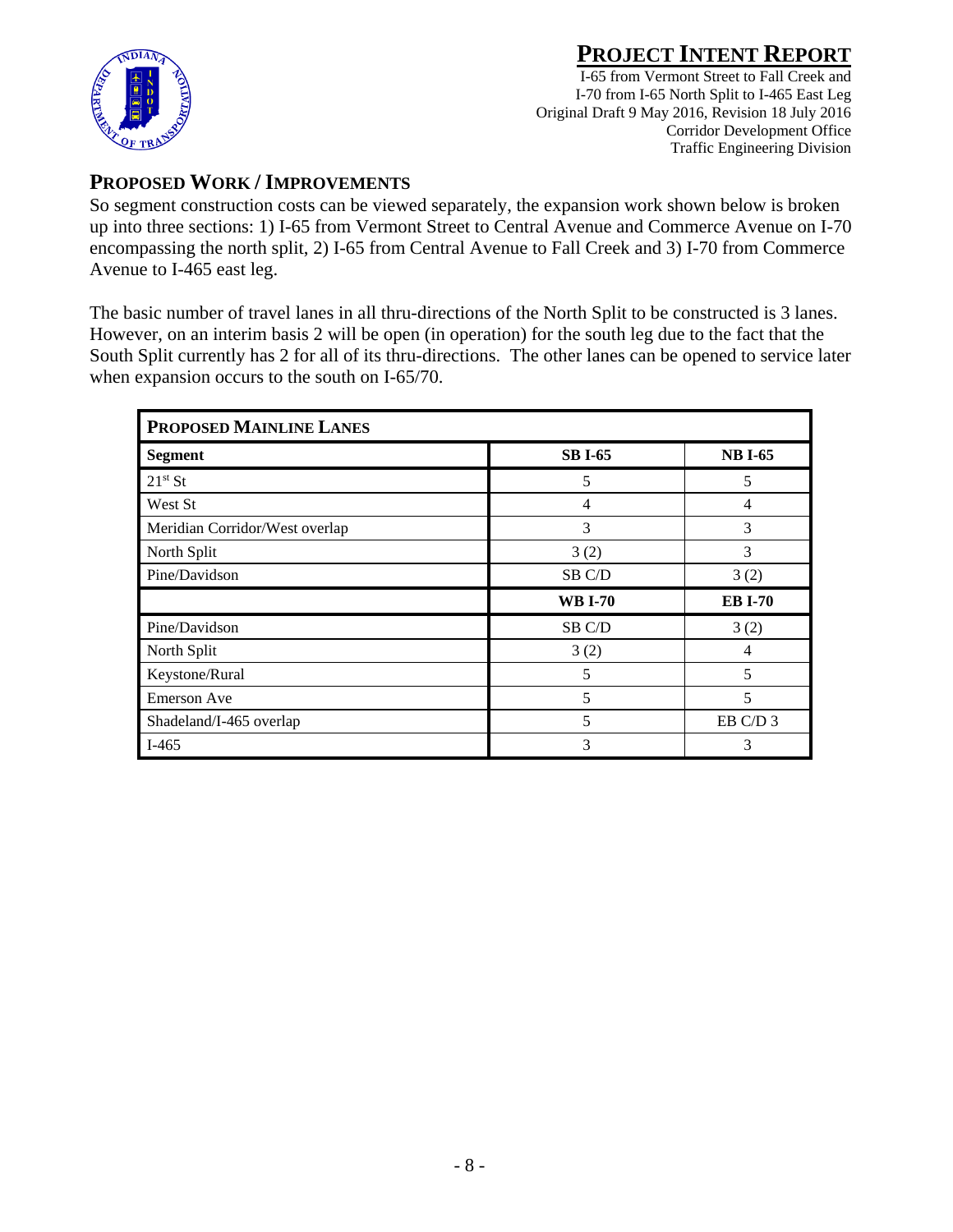## PROPOSED WORK / IMPROVEMENTS

So segment construction costs can be viewed separately, the expansion work shown below is broken up into three sections: 1) I-65 from Vermont Street to Central Avenue and Commerce Avenue on I-70 encompassing the north split, 2) I-65 from Central Avenue to Fall Creek and 3) I-70 from Commerce Avenue to I-465 east leg.

The basic number of travel lanes in all thru-directions of the North Split to be constructed is 3 lanes. However, on an interim basis 2 will be open (in operation) for the south leg due to the fact that the South Split currently has 2 for all of its thru-directions. The other lanes can be opened to service later when expansion occurs to the south on I-65/70.

| **PROPOSED MAINLINE LANES** | | |
|---|---|---|
| **Segment** | **SB I-65** | **NB I-65** |
| 21st St | 5 | 5 |
| West St | 4 | 4 |
| Meridian Corridor/West overlap | 3 | 3 |
| North Split | 3 (2) | 3 |
| Pine/Davidson | SB C/D | 3 (2) |
| | **WB I-70** | **EB I-70** |
| Pine/Davidson | SB C/D | 3 (2) |
| North Split | 3 (2) | 4 |
| Keystone/Rural | 5 | 5 |
| Emerson Ave | 5 | 5 |
| Shadeland/I-465 overlap | 5 | EB C/D 3 |
| I-465 | 3 | 3 |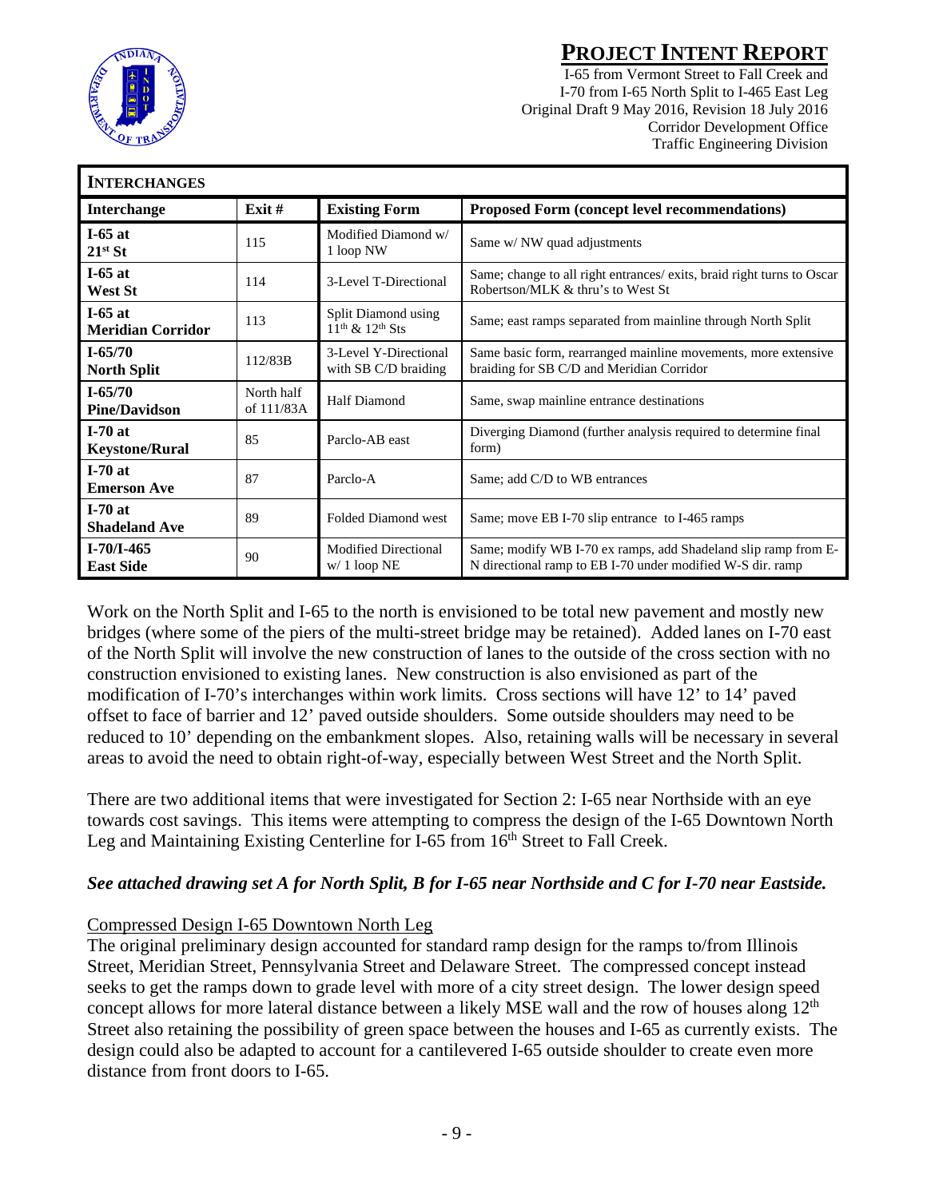| **INTERCHANGES** | | | |
|---|---|---|---|
| **Interchange** | **Exit #** | **Existing Form** | **Proposed Form (concept level recommendations)** |
| **I-65 at 21st St** | 115 | Modified Diamond w/ 1 loop NW | Same w/ NW quad adjustments |
| **I-65 at West St** | 114 | 3-Level T-Directional | Same; change to all right entrances/ exits, braid right turns to Oscar Robertson/MLK & thru's to West St |
| **I-65 at Meridian Corridor** | 113 | Split Diamond using 11th & 12th Sts | Same; east ramps separated from mainline through North Split |
| **I-65/70 North Split** | 112/83B | 3-Level Y-Directional with SB C/D braiding | Same basic form, rearranged mainline movements, more extensive braiding for SB C/D and Meridian Corridor |
| **I-65/70 Pine/Davidson** | North half of 111/83A | Half Diamond | Same, swap mainline entrance destinations |
| **I-70 at Keystone/Rural** | 85 | Parclo-AB east | Diverging Diamond (further analysis required to determine final form) |
| **I-70 at Emerson Ave** | 87 | Parclo-A | Same; add C/D to WB entrances |
| **I-70 at Shadeland Ave** | 89 | Folded Diamond west | Same; move EB I-70 slip entrance to I-465 ramps |
| **I-70/I-465 East Side** | 90 | Modified Directional w/ 1 loop NE | Same; modify WB I-70 ex ramps, add Shadeland slip ramp from E-N directional ramp to EB I-70 under modified W-S dir. ramp |

Work on the North Split and I-65 to the north is envisioned to be total new pavement and mostly new bridges (where some of the piers of the multi-street bridge may be retained). Added lanes on I-70 east of the North Split will involve the new construction of lanes to the outside of the cross section with no construction envisioned to existing lanes. New construction is also envisioned as part of the modification of I-70's interchanges within work limits. Cross sections will have 12' to 14' paved offset to face of barrier and 12' paved outside shoulders. Some outside shoulders may need to be reduced to 10' depending on the embankment slopes. Also, retaining walls will be necessary in several areas to avoid the need to obtain right-of-way, especially between West Street and the North Split.

There are two additional items that were investigated for Section 2: I-65 near Northside with an eye towards cost savings. This items were attempting to compress the design of the I-65 Downtown North Leg and Maintaining Existing Centerline for I-65 from 16th Street to Fall Creek.

***See attached drawing set A for North Split, B for I-65 near Northside and C for I-70 near Eastside.***

Compressed Design I-65 Downtown North Leg

The original preliminary design accounted for standard ramp design for the ramps to/from Illinois Street, Meridian Street, Pennsylvania Street and Delaware Street. The compressed concept instead seeks to get the ramps down to grade level with more of a city street design. The lower design speed concept allows for more lateral distance between a likely MSE wall and the row of houses along 12th Street also retaining the possibility of green space between the houses and I-65 as currently exists. The design could also be adapted to account for a cantilevered I-65 outside shoulder to create even more distance from front doors to I-65.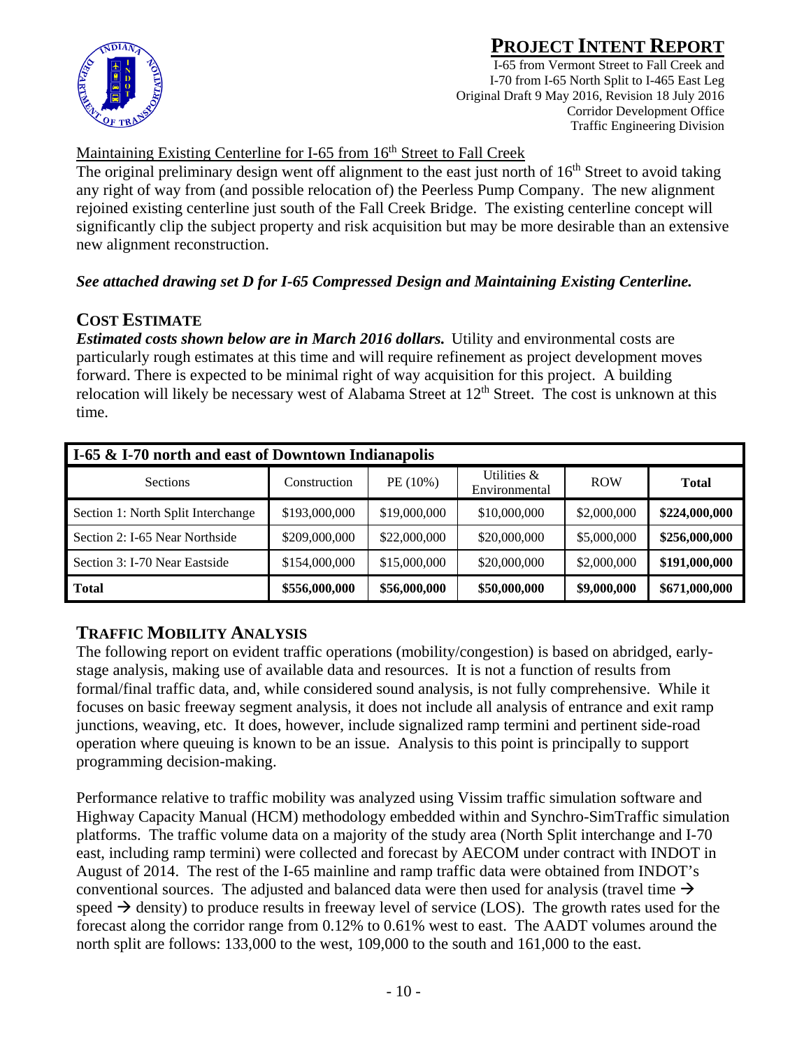Maintaining Existing Centerline for I-65 from 16th Street to Fall Creek

The original preliminary design went off alignment to the east just north of 16th Street to avoid taking any right of way from (and possible relocation of) the Peerless Pump Company. The new alignment rejoined existing centerline just south of the Fall Creek Bridge. The existing centerline concept will significantly clip the subject property and risk acquisition but may be more desirable than an extensive new alignment reconstruction.

***See attached drawing set D for I-65 Compressed Design and Maintaining Existing Centerline.***

## COST ESTIMATE

***Estimated costs shown below are in March 2016 dollars.*** Utility and environmental costs are particularly rough estimates at this time and will require refinement as project development moves forward. There is expected to be minimal right of way acquisition for this project. A building relocation will likely be necessary west of Alabama Street at 12th Street. The cost is unknown at this time.

| **I-65 & I-70 north and east of Downtown Indianapolis** | | | | | |
|---|---|---|---|---|---|
| Sections | Construction | PE (10%) | Utilities & Environmental | ROW | **Total** |
| Section 1: North Split Interchange | $193,000,000 | $19,000,000 | $10,000,000 | $2,000,000 | **$224,000,000** |
| Section 2: I-65 Near Northside | $209,000,000 | $22,000,000 | $20,000,000 | $5,000,000 | **$256,000,000** |
| Section 3: I-70 Near Eastside | $154,000,000 | $15,000,000 | $20,000,000 | $2,000,000 | **$191,000,000** |
| **Total** | **$556,000,000** | **$56,000,000** | **$50,000,000** | **$9,000,000** | **$671,000,000** |

## TRAFFIC MOBILITY ANALYSIS

The following report on evident traffic operations (mobility/congestion) is based on abridged, early-stage analysis, making use of available data and resources. It is not a function of results from formal/final traffic data, and, while considered sound analysis, is not fully comprehensive. While it focuses on basic freeway segment analysis, it does not include all analysis of entrance and exit ramp junctions, weaving, etc. It does, however, include signalized ramp termini and pertinent side-road operation where queuing is known to be an issue. Analysis to this point is principally to support programming decision-making.

Performance relative to traffic mobility was analyzed using Vissim traffic simulation software and Highway Capacity Manual (HCM) methodology embedded within and Synchro-SimTraffic simulation platforms. The traffic volume data on a majority of the study area (North Split interchange and I-70 east, including ramp termini) were collected and forecast by AECOM under contract with INDOT in August of 2014. The rest of the I-65 mainline and ramp traffic data were obtained from INDOT's conventional sources. The adjusted and balanced data were then used for analysis (travel time → speed → density) to produce results in freeway level of service (LOS). The growth rates used for the forecast along the corridor range from 0.12% to 0.61% west to east. The AADT volumes around the north split are follows: 133,000 to the west, 109,000 to the south and 161,000 to the east.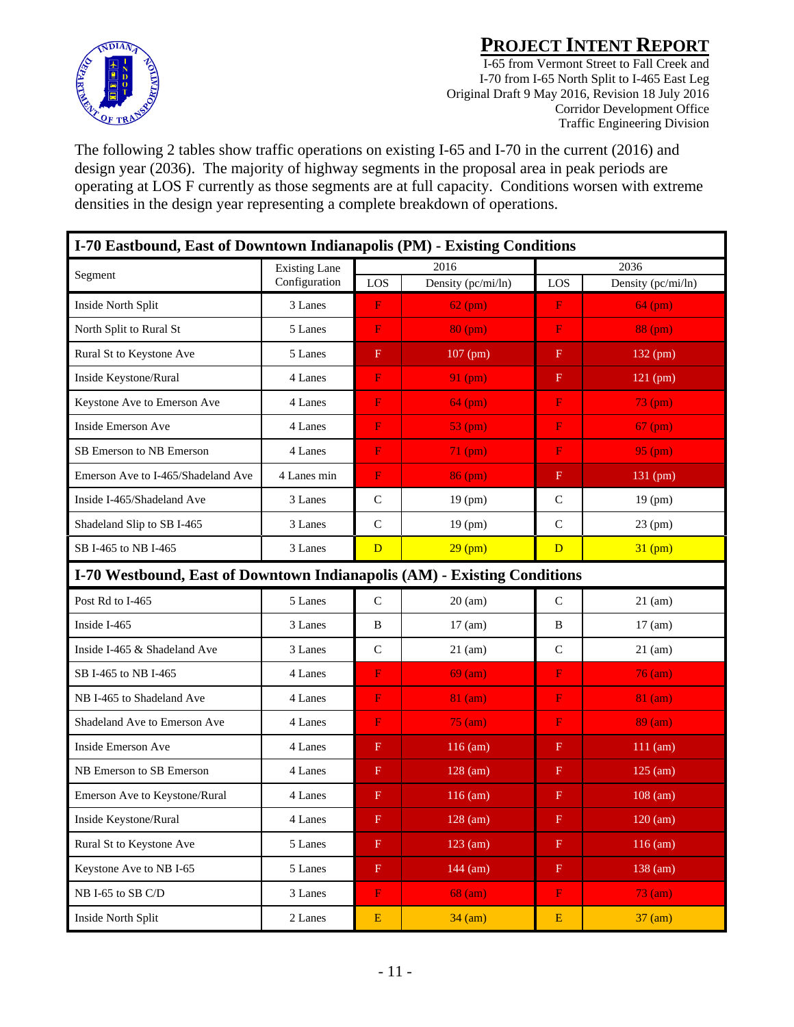The following 2 tables show traffic operations on existing I-65 and I-70 in the current (2016) and design year (2036). The majority of highway segments in the proposal area in peak periods are operating at LOS F currently as those segments are at full capacity. Conditions worsen with extreme densities in the design year representing a complete breakdown of operations.

| I-70 Eastbound, East of Downtown Indianapolis (PM) - Existing Conditions | | | | | |
|---|---|---|---|---|---|
| Segment | Existing Lane Configuration | 2016 | | 2036 | |
| | | LOS | Density (pc/mi/ln) | LOS | Density (pc/mi/ln) |
| Inside North Split | 3 Lanes | F | 62 (pm) | F | 64 (pm) |
| North Split to Rural St | 5 Lanes | F | 80 (pm) | F | 88 (pm) |
| Rural St to Keystone Ave | 5 Lanes | F | 107 (pm) | F | 132 (pm) |
| Inside Keystone/Rural | 4 Lanes | F | 91 (pm) | F | 121 (pm) |
| Keystone Ave to Emerson Ave | 4 Lanes | F | 64 (pm) | F | 73 (pm) |
| Inside Emerson Ave | 4 Lanes | F | 53 (pm) | F | 67 (pm) |
| SB Emerson to NB Emerson | 4 Lanes | F | 71 (pm) | F | 95 (pm) |
| Emerson Ave to I-465/Shadeland Ave | 4 Lanes min | F | 86 (pm) | F | 131 (pm) |
| Inside I-465/Shadeland Ave | 3 Lanes | C | 19 (pm) | C | 19 (pm) |
| Shadeland Slip to SB I-465 | 3 Lanes | C | 19 (pm) | C | 23 (pm) |
| SB I-465 to NB I-465 | 3 Lanes | D | 29 (pm) | D | 31 (pm) |
| **I-70 Westbound, East of Downtown Indianapolis (AM) - Existing Conditions** | | | | | |
| Post Rd to I-465 | 5 Lanes | C | 20 (am) | C | 21 (am) |
| Inside I-465 | 3 Lanes | B | 17 (am) | B | 17 (am) |
| Inside I-465 & Shadeland Ave | 3 Lanes | C | 21 (am) | C | 21 (am) |
| SB I-465 to NB I-465 | 4 Lanes | F | 69 (am) | F | 76 (am) |
| NB I-465 to Shadeland Ave | 4 Lanes | F | 81 (am) | F | 81 (am) |
| Shadeland Ave to Emerson Ave | 4 Lanes | F | 75 (am) | F | 89 (am) |
| Inside Emerson Ave | 4 Lanes | F | 116 (am) | F | 111 (am) |
| NB Emerson to SB Emerson | 4 Lanes | F | 128 (am) | F | 125 (am) |
| Emerson Ave to Keystone/Rural | 4 Lanes | F | 116 (am) | F | 108 (am) |
| Inside Keystone/Rural | 4 Lanes | F | 128 (am) | F | 120 (am) |
| Rural St to Keystone Ave | 5 Lanes | F | 123 (am) | F | 116 (am) |
| Keystone Ave to NB I-65 | 5 Lanes | F | 144 (am) | F | 138 (am) |
| NB I-65 to SB C/D | 3 Lanes | F | 68 (am) | F | 73 (am) |
| Inside North Split | 2 Lanes | E | 34 (am) | E | 37 (am) |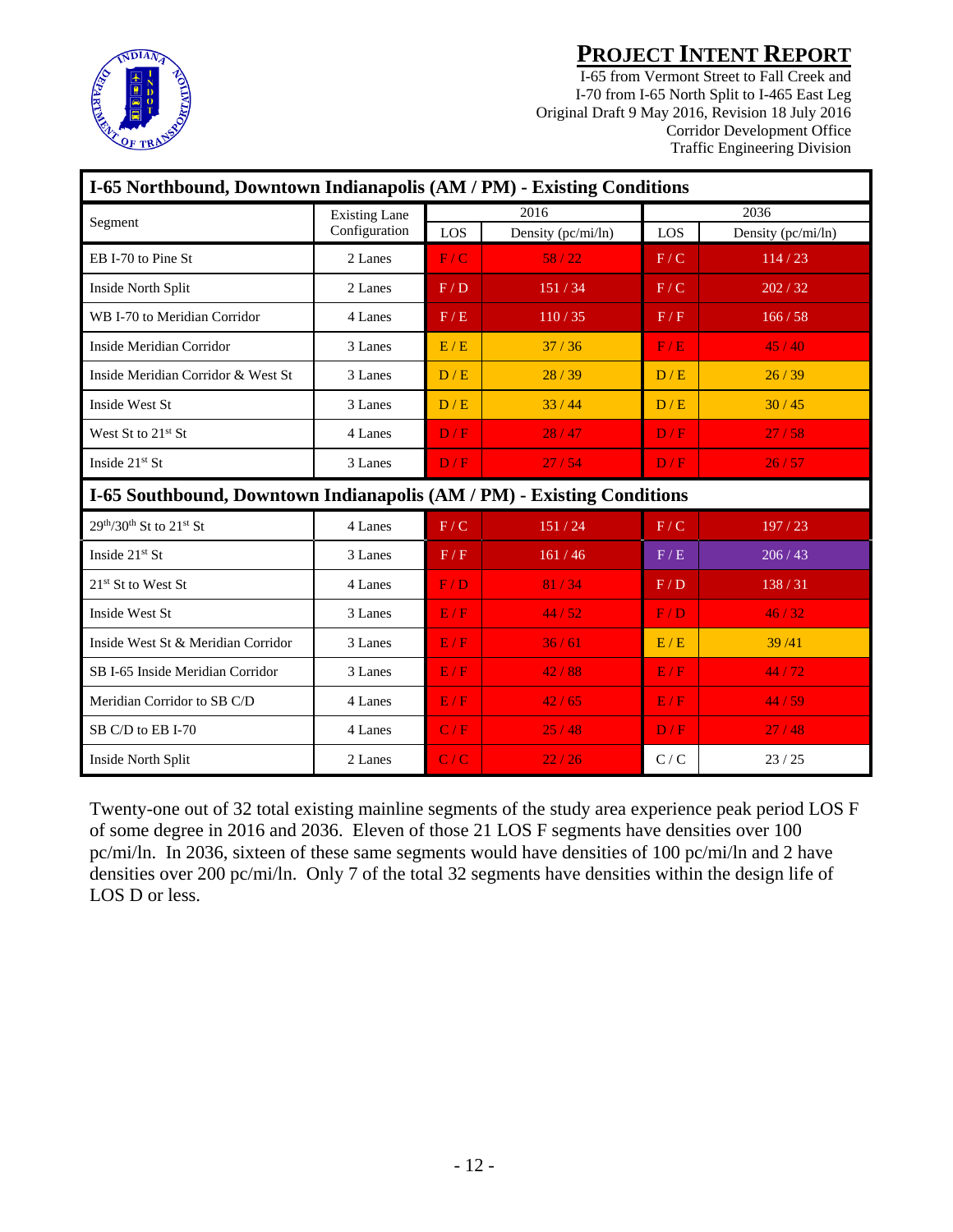| I-65 Northbound, Downtown Indianapolis (AM / PM) - Existing Conditions | | | | | |
|---|---|---|---|---|---|
| Segment | Existing Lane Configuration | 2016 | | 2036 | |
| | | LOS | Density (pc/mi/ln) | LOS | Density (pc/mi/ln) |
| EB I-70 to Pine St | 2 Lanes | F / C | 58 / 22 | F / C | 114 / 23 |
| Inside North Split | 2 Lanes | F / D | 151 / 34 | F / C | 202 / 32 |
| WB I-70 to Meridian Corridor | 4 Lanes | F / E | 110 / 35 | F / F | 166 / 58 |
| Inside Meridian Corridor | 3 Lanes | E / E | 37 / 36 | F / E | 45 / 40 |
| Inside Meridian Corridor & West St | 3 Lanes | D / E | 28 / 39 | D / E | 26 / 39 |
| Inside West St | 3 Lanes | D / E | 33 / 44 | D / E | 30 / 45 |
| West St to 21st St | 4 Lanes | D / F | 28 / 47 | D / F | 27 / 58 |
| Inside 21st St | 3 Lanes | D / F | 27 / 54 | D / F | 26 / 57 |
| **I-65 Southbound, Downtown Indianapolis (AM / PM) - Existing Conditions** | | | | | |
| 29th/30th St to 21st St | 4 Lanes | F / C | 151 / 24 | F / C | 197 / 23 |
| Inside 21st St | 3 Lanes | F / F | 161 / 46 | F / E | 206 / 43 |
| 21st St to West St | 4 Lanes | F / D | 81 / 34 | F / D | 138 / 31 |
| Inside West St | 3 Lanes | E / F | 44 / 52 | F / D | 46 / 32 |
| Inside West St & Meridian Corridor | 3 Lanes | E / F | 36 / 61 | E / E | 39 /41 |
| SB I-65 Inside Meridian Corridor | 3 Lanes | E / F | 42 / 88 | E / F | 44 / 72 |
| Meridian Corridor to SB C/D | 4 Lanes | E / F | 42 / 65 | E / F | 44 / 59 |
| SB C/D to EB I-70 | 4 Lanes | C / F | 25 / 48 | D / F | 27 / 48 |
| Inside North Split | 2 Lanes | C / C | 22 / 26 | C / C | 23 / 25 |

Twenty-one out of 32 total existing mainline segments of the study area experience peak period LOS F of some degree in 2016 and 2036. Eleven of those 21 LOS F segments have densities over 100 pc/mi/ln. In 2036, sixteen of these same segments would have densities of 100 pc/mi/ln and 2 have densities over 200 pc/mi/ln. Only 7 of the total 32 segments have densities within the design life of LOS D or less.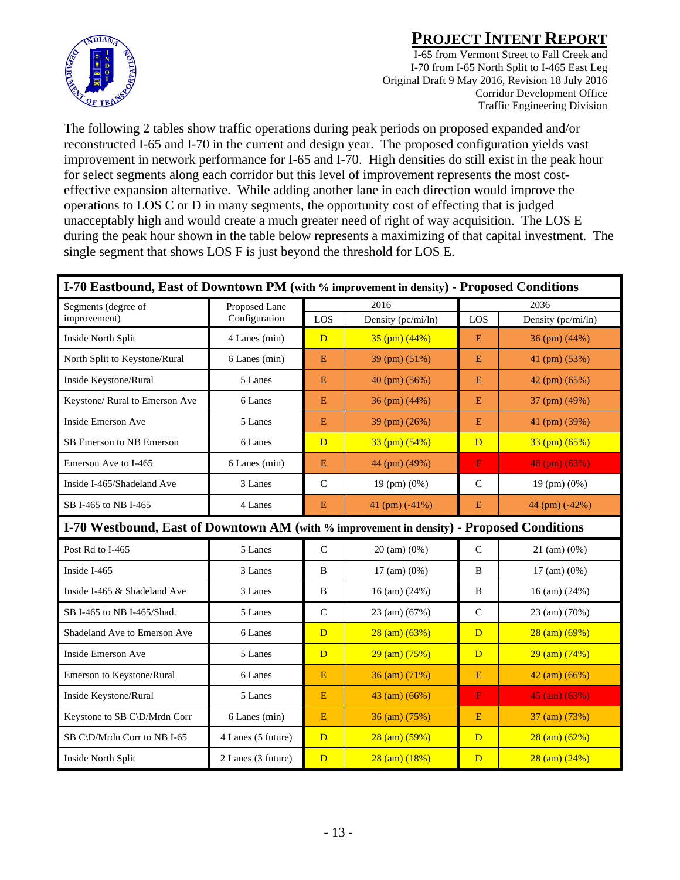The following 2 tables show traffic operations during peak periods on proposed expanded and/or reconstructed I-65 and I-70 in the current and design year. The proposed configuration yields vast improvement in network performance for I-65 and I-70. High densities do still exist in the peak hour for select segments along each corridor but this level of improvement represents the most cost-effective expansion alternative. While adding another lane in each direction would improve the operations to LOS C or D in many segments, the opportunity cost of effecting that is judged unacceptably high and would create a much greater need of right of way acquisition. The LOS E during the peak hour shown in the table below represents a maximizing of that capital investment. The single segment that shows LOS F is just beyond the threshold for LOS E.

| **I-70 Eastbound, East of Downtown PM** (with % improvement in density) **- Proposed Conditions** | | | | | |
|---|---|---|---|---|---|
| Segments (degree of improvement) | Proposed Lane Configuration | 2016 | | 2036 | |
| | | LOS | Density (pc/mi/ln) | LOS | Density (pc/mi/ln) |
| Inside North Split | 4 Lanes (min) | D | 35 (pm) (44%) | E | 36 (pm) (44%) |
| North Split to Keystone/Rural | 6 Lanes (min) | E | 39 (pm) (51%) | E | 41 (pm) (53%) |
| Inside Keystone/Rural | 5 Lanes | E | 40 (pm) (56%) | E | 42 (pm) (65%) |
| Keystone/ Rural to Emerson Ave | 6 Lanes | E | 36 (pm) (44%) | E | 37 (pm) (49%) |
| Inside Emerson Ave | 5 Lanes | E | 39 (pm) (26%) | E | 41 (pm) (39%) |
| SB Emerson to NB Emerson | 6 Lanes | D | 33 (pm) (54%) | D | 33 (pm) (65%) |
| Emerson Ave to I-465 | 6 Lanes (min) | E | 44 (pm) (49%) | F | 48 (pm) (63%) |
| Inside I-465/Shadeland Ave | 3 Lanes | C | 19 (pm) (0%) | C | 19 (pm) (0%) |
| SB I-465 to NB I-465 | 4 Lanes | E | 41 (pm) (-41%) | E | 44 (pm) (-42%) |
| **I-70 Westbound, East of Downtown AM** (with % improvement in density) **- Proposed Conditions** | | | | | |
| Post Rd to I-465 | 5 Lanes | C | 20 (am) (0%) | C | 21 (am) (0%) |
| Inside I-465 | 3 Lanes | B | 17 (am) (0%) | B | 17 (am) (0%) |
| Inside I-465 & Shadeland Ave | 3 Lanes | B | 16 (am) (24%) | B | 16 (am) (24%) |
| SB I-465 to NB I-465/Shad. | 5 Lanes | C | 23 (am) (67%) | C | 23 (am) (70%) |
| Shadeland Ave to Emerson Ave | 6 Lanes | D | 28 (am) (63%) | D | 28 (am) (69%) |
| Inside Emerson Ave | 5 Lanes | D | 29 (am) (75%) | D | 29 (am) (74%) |
| Emerson to Keystone/Rural | 6 Lanes | E | 36 (am) (71%) | E | 42 (am) (66%) |
| Inside Keystone/Rural | 5 Lanes | E | 43 (am) (66%) | F | 45 (am) (63%) |
| Keystone to SB C\D/Mrdn Corr | 6 Lanes (min) | E | 36 (am) (75%) | E | 37 (am) (73%) |
| SB C\D/Mrdn Corr to NB I-65 | 4 Lanes (5 future) | D | 28 (am) (59%) | D | 28 (am) (62%) |
| Inside North Split | 2 Lanes (3 future) | D | 28 (am) (18%) | D | 28 (am) (24%) |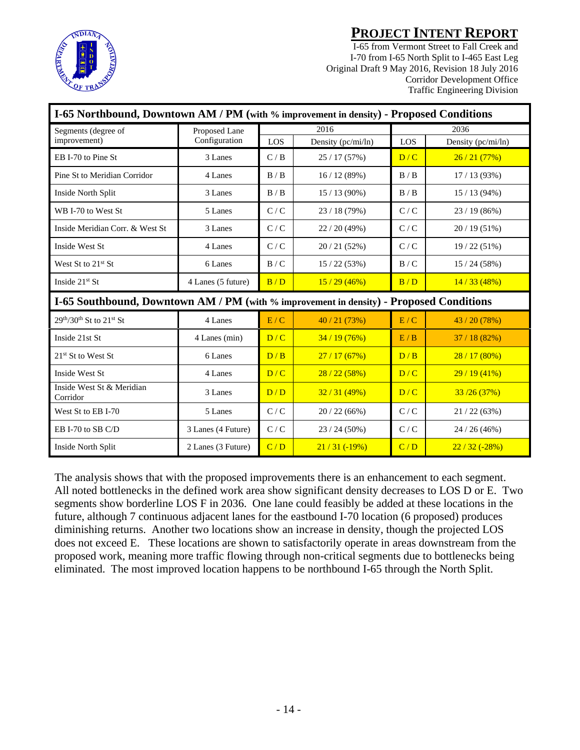| I-65 Northbound, Downtown AM / PM (with % improvement in density) - Proposed Conditions | | | | | |
|---|---|---|---|---|---|
| Segments (degree of improvement) | Proposed Lane Configuration | 2016 | | 2036 | |
| | | LOS | Density (pc/mi/ln) | LOS | Density (pc/mi/ln) |
| EB I-70 to Pine St | 3 Lanes | C / B | 25 / 17 (57%) | D / C | 26 / 21 (77%) |
| Pine St to Meridian Corridor | 4 Lanes | B / B | 16 / 12 (89%) | B / B | 17 / 13 (93%) |
| Inside North Split | 3 Lanes | B / B | 15 / 13 (90%) | B / B | 15 / 13 (94%) |
| WB I-70 to West St | 5 Lanes | C / C | 23 / 18 (79%) | C / C | 23 / 19 (86%) |
| Inside Meridian Corr. & West St | 3 Lanes | C / C | 22 / 20 (49%) | C / C | 20 / 19 (51%) |
| Inside West St | 4 Lanes | C / C | 20 / 21 (52%) | C / C | 19 / 22 (51%) |
| West St to 21st St | 6 Lanes | B / C | 15 / 22 (53%) | B / C | 15 / 24 (58%) |
| Inside 21st St | 4 Lanes (5 future) | B / D | 15 / 29 (46%) | B / D | 14 / 33 (48%) |
| **I-65 Southbound, Downtown AM / PM (with % improvement in density) - Proposed Conditions** | | | | | |
| 29th/30th St to 21st St | 4 Lanes | E / C | 40 / 21 (73%) | E / C | 43 / 20 (78%) |
| Inside 21st St | 4 Lanes (min) | D / C | 34 / 19 (76%) | E / B | 37 / 18 (82%) |
| 21st St to West St | 6 Lanes | D / B | 27 / 17 (67%) | D / B | 28 / 17 (80%) |
| Inside West St | 4 Lanes | D / C | 28 / 22 (58%) | D / C | 29 / 19 (41%) |
| Inside West St & Meridian Corridor | 3 Lanes | D / D | 32 / 31 (49%) | D / C | 33 /26 (37%) |
| West St to EB I-70 | 5 Lanes | C / C | 20 / 22 (66%) | C / C | 21 / 22 (63%) |
| EB I-70 to SB C/D | 3 Lanes (4 Future) | C / C | 23 / 24 (50%) | C / C | 24 / 26 (46%) |
| Inside North Split | 2 Lanes (3 Future) | C / D | 21 / 31 (-19%) | C / D | 22 / 32 (-28%) |

The analysis shows that with the proposed improvements there is an enhancement to each segment. All noted bottlenecks in the defined work area show significant density decreases to LOS D or E. Two segments show borderline LOS F in 2036. One lane could feasibly be added at these locations in the future, although 7 continuous adjacent lanes for the eastbound I-70 location (6 proposed) produces diminishing returns. Another two locations show an increase in density, though the projected LOS does not exceed E. These locations are shown to satisfactorily operate in areas downstream from the proposed work, meaning more traffic flowing through non-critical segments due to bottlenecks being eliminated. The most improved location happens to be northbound I-65 through the North Split.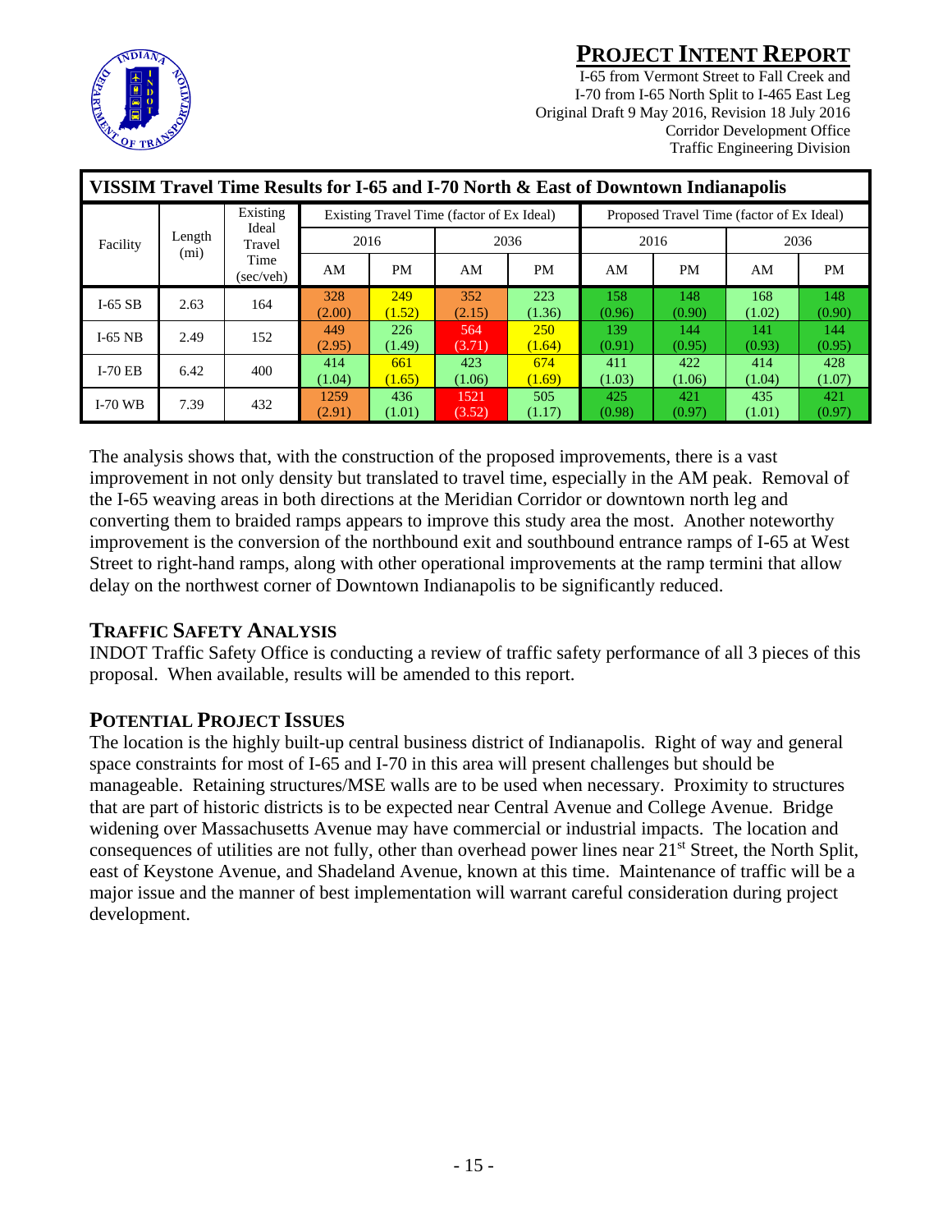## VISSIM Travel Time Results for I-65 and I-70 North & East of Downtown Indianapolis

| Facility | Length (mi) | Existing Ideal Travel Time (sec/veh) | Existing Travel Time (factor of Ex Ideal) | | | | Proposed Travel Time (factor of Ex Ideal) | | | |
|---|---|---|---|---|---|---|---|---|---|---|
| | | | 2016 | | 2036 | | 2016 | | 2036 | |
| | | | AM | PM | AM | PM | AM | PM | AM | PM |
| I-65 SB | 2.63 | 164 | 328 (2.00) | 249 (1.52) | 352 (2.15) | 223 (1.36) | 158 (0.96) | 148 (0.90) | 168 (1.02) | 148 (0.90) |
| I-65 NB | 2.49 | 152 | 449 (2.95) | 226 (1.49) | 564 (3.71) | 250 (1.64) | 139 (0.91) | 144 (0.95) | 141 (0.93) | 144 (0.95) |
| I-70 EB | 6.42 | 400 | 414 (1.04) | 661 (1.65) | 423 (1.06) | 674 (1.69) | 411 (1.03) | 422 (1.06) | 414 (1.04) | 428 (1.07) |
| I-70 WB | 7.39 | 432 | 1259 (2.91) | 436 (1.01) | 1521 (3.52) | 505 (1.17) | 425 (0.98) | 421 (0.97) | 435 (1.01) | 421 (0.97) |

The analysis shows that, with the construction of the proposed improvements, there is a vast improvement in not only density but translated to travel time, especially in the AM peak. Removal of the I-65 weaving areas in both directions at the Meridian Corridor or downtown north leg and converting them to braided ramps appears to improve this study area the most. Another noteworthy improvement is the conversion of the northbound exit and southbound entrance ramps of I-65 at West Street to right-hand ramps, along with other operational improvements at the ramp termini that allow delay on the northwest corner of Downtown Indianapolis to be significantly reduced.

## Traffic Safety Analysis

INDOT Traffic Safety Office is conducting a review of traffic safety performance of all 3 pieces of this proposal. When available, results will be amended to this report.

## Potential Project Issues

The location is the highly built-up central business district of Indianapolis. Right of way and general space constraints for most of I-65 and I-70 in this area will present challenges but should be manageable. Retaining structures/MSE walls are to be used when necessary. Proximity to structures that are part of historic districts is to be expected near Central Avenue and College Avenue. Bridge widening over Massachusetts Avenue may have commercial or industrial impacts. The location and consequences of utilities are not fully, other than overhead power lines near 21st Street, the North Split, east of Keystone Avenue, and Shadeland Avenue, known at this time. Maintenance of traffic will be a major issue and the manner of best implementation will warrant careful consideration during project development.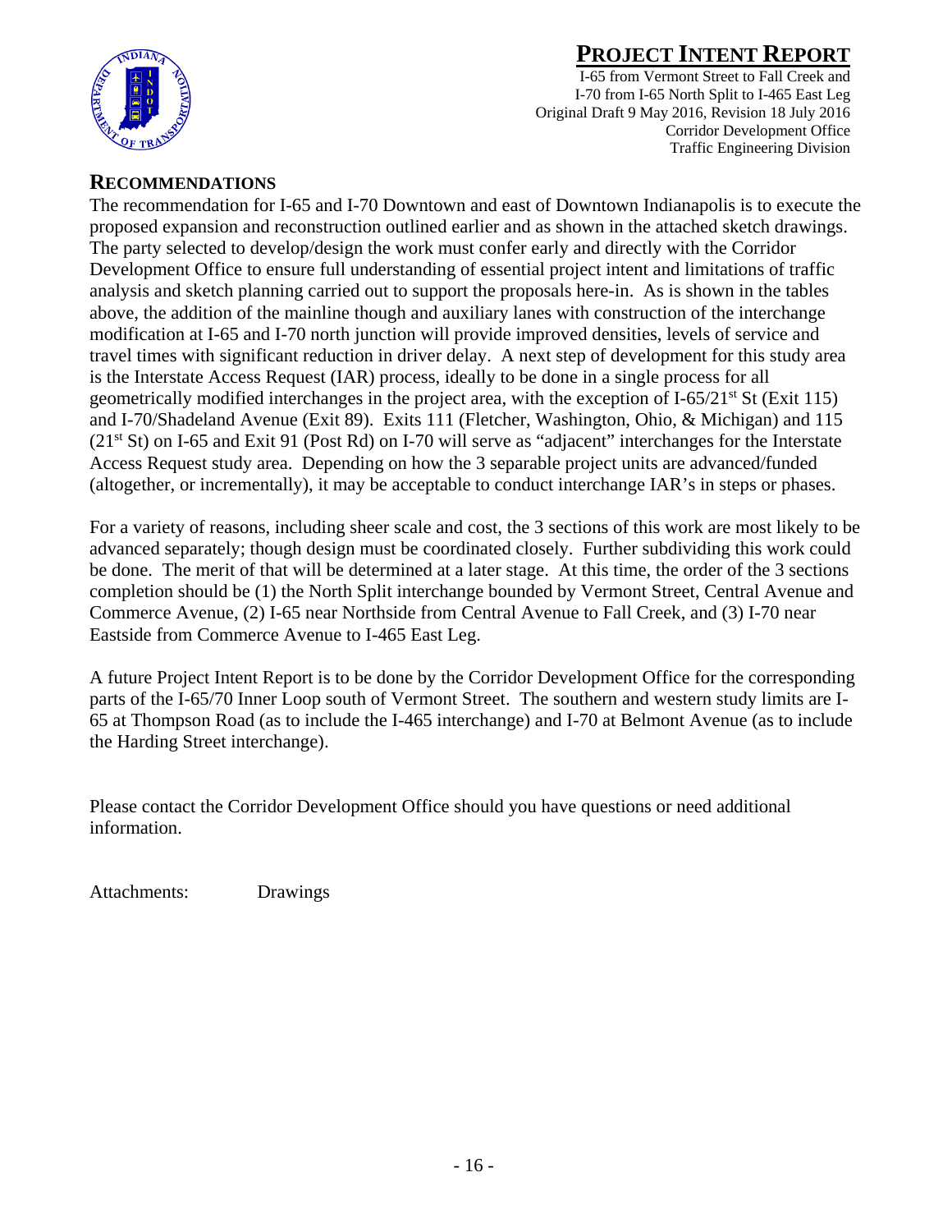## RECOMMENDATIONS

The recommendation for I-65 and I-70 Downtown and east of Downtown Indianapolis is to execute the proposed expansion and reconstruction outlined earlier and as shown in the attached sketch drawings. The party selected to develop/design the work must confer early and directly with the Corridor Development Office to ensure full understanding of essential project intent and limitations of traffic analysis and sketch planning carried out to support the proposals here-in. As is shown in the tables above, the addition of the mainline though and auxiliary lanes with construction of the interchange modification at I-65 and I-70 north junction will provide improved densities, levels of service and travel times with significant reduction in driver delay. A next step of development for this study area is the Interstate Access Request (IAR) process, ideally to be done in a single process for all geometrically modified interchanges in the project area, with the exception of I-65/21st St (Exit 115) and I-70/Shadeland Avenue (Exit 89). Exits 111 (Fletcher, Washington, Ohio, & Michigan) and 115 (21st St) on I-65 and Exit 91 (Post Rd) on I-70 will serve as "adjacent" interchanges for the Interstate Access Request study area. Depending on how the 3 separable project units are advanced/funded (altogether, or incrementally), it may be acceptable to conduct interchange IAR's in steps or phases.

For a variety of reasons, including sheer scale and cost, the 3 sections of this work are most likely to be advanced separately; though design must be coordinated closely. Further subdividing this work could be done. The merit of that will be determined at a later stage. At this time, the order of the 3 sections completion should be (1) the North Split interchange bounded by Vermont Street, Central Avenue and Commerce Avenue, (2) I-65 near Northside from Central Avenue to Fall Creek, and (3) I-70 near Eastside from Commerce Avenue to I-465 East Leg.

A future Project Intent Report is to be done by the Corridor Development Office for the corresponding parts of the I-65/70 Inner Loop south of Vermont Street. The southern and western study limits are I-65 at Thompson Road (as to include the I-465 interchange) and I-70 at Belmont Avenue (as to include the Harding Street interchange).

Please contact the Corridor Development Office should you have questions or need additional information.

Attachments: Drawings